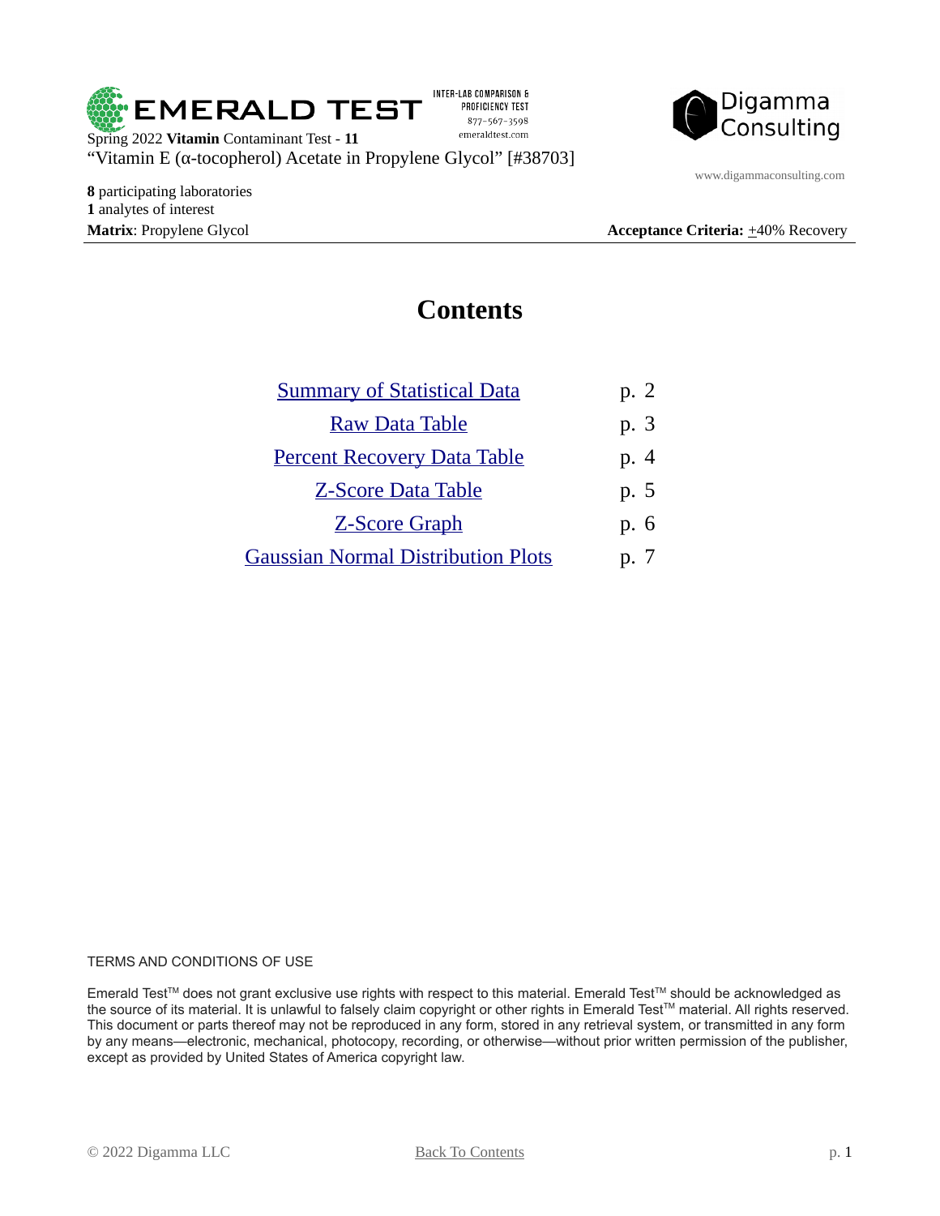EMERALD TEST

INTER-LAB COMPARISON & PROFICIENCY TEST
877-567-3598
emeraldtest.com

Digamma Consulting

www.digammaconsulting.com

Spring 2022 **Vitamin** Contaminant Test - **11**
"Vitamin E (α-tocopherol) Acetate in Propylene Glycol" [#38703]

**8** participating laboratories
**1** analytes of interest
**Matrix**: Propylene Glycol

**Acceptance Criteria:** ±40% Recovery

# Contents

| | |
|---|---|
| Summary of Statistical Data | p. 2 |
| Raw Data Table | p. 3 |
| Percent Recovery Data Table | p. 4 |
| Z-Score Data Table | p. 5 |
| Z-Score Graph | p. 6 |
| Gaussian Normal Distribution Plots | p. 7 |

TERMS AND CONDITIONS OF USE

Emerald Test™ does not grant exclusive use rights with respect to this material. Emerald Test™ should be acknowledged as the source of its material. It is unlawful to falsely claim copyright or other rights in Emerald Test™ material. All rights reserved. This document or parts thereof may not be reproduced in any form, stored in any retrieval system, or transmitted in any form by any means—electronic, mechanical, photocopy, recording, or otherwise—without prior written permission of the publisher, except as provided by United States of America copyright law.

© 2022 Digamma LLC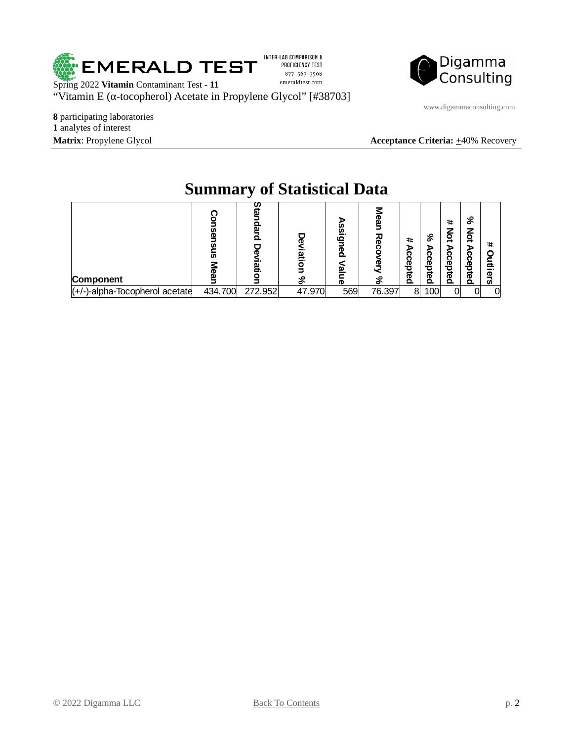EMERALD TEST

INTER-LAB COMPARISON & PROFICIENCY TEST
877-567-3598
emeraldtest.com

Digamma Consulting

www.digammaconsulting.com

Spring 2022 **Vitamin** Contaminant Test - **11**
"Vitamin E (α-tocopherol) Acetate in Propylene Glycol" [#38703]

**8** participating laboratories
**1** analytes of interest
**Matrix**: Propylene Glycol

**Acceptance Criteria:** ±40% Recovery

# Summary of Statistical Data

| Component | Consensus Mean | Standard Deviation | Deviation % | Assigned Value | Mean Recovery % | # Accepted | % Accepted | # Not Accepted | % Not Accepted | # Outliers |
|---|---|---|---|---|---|---|---|---|---|---|
| (+/-)-alpha-Tocopherol acetate | 434.700 | 272.952 | 47.970 | 569 | 76.397 | 8 | 100 | 0 | 0 | 0 |

© 2022 Digamma LLC

Back To Contents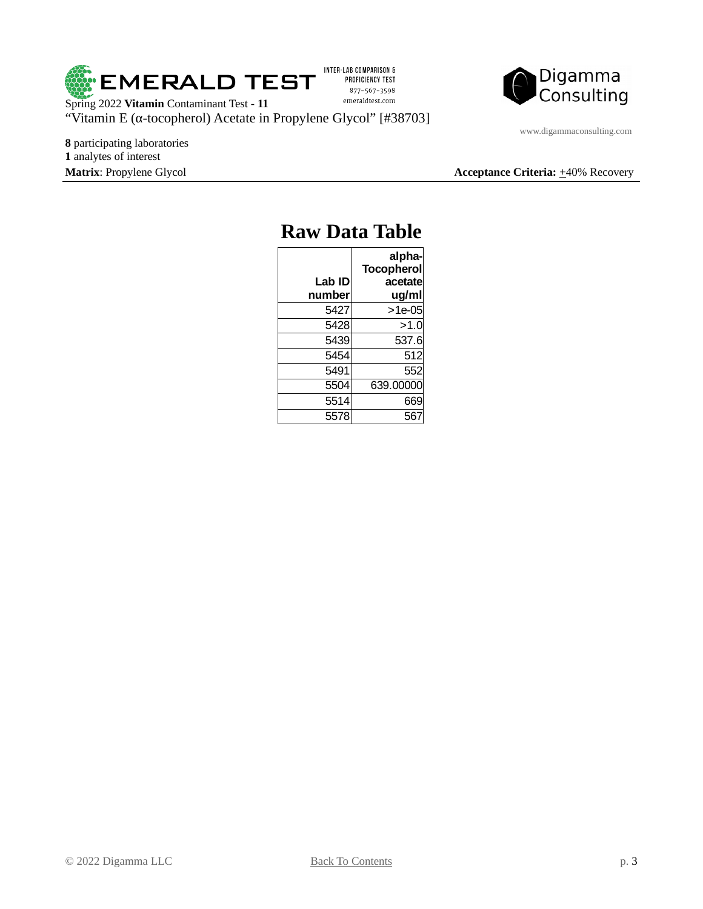EMERALD TEST — INTER-LAB COMPARISON & PROFICIENCY TEST — 877-567-3598 — emeraldtest.com

Digamma Consulting — www.digammaconsulting.com

Spring 2022 **Vitamin** Contaminant Test - **11**

"Vitamin E (α-tocopherol) Acetate in Propylene Glycol" [#38703]

**8** participating laboratories
**1** analytes of interest
**Matrix**: Propylene Glycol

**Acceptance Criteria:** ±40% Recovery

# Raw Data Table

| Lab ID number | alpha-Tocopherol acetate ug/ml |
|---|---|
| 5427 | >1e-05 |
| 5428 | >1.0 |
| 5439 | 537.6 |
| 5454 | 512 |
| 5491 | 552 |
| 5504 | 639.00000 |
| 5514 | 669 |
| 5578 | 567 |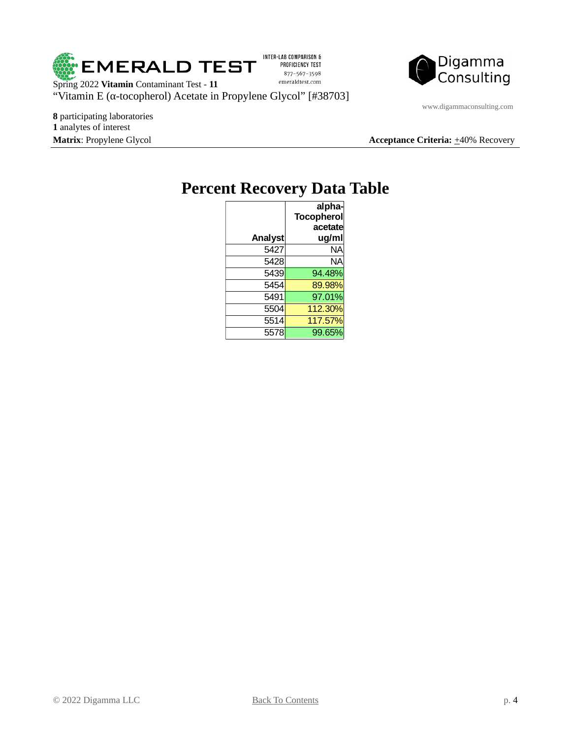Spring 2022 **Vitamin** Contaminant Test - **11**

"Vitamin E (α-tocopherol) Acetate in Propylene Glycol" [#38703]

**8** participating laboratories
**1** analytes of interest
**Matrix**: Propylene Glycol

**Acceptance Criteria:** ±40% Recovery

# Percent Recovery Data Table

| Analyst | alpha-Tocopherol acetate ug/ml |
|---|---|
| 5427 | NA |
| 5428 | NA |
| 5439 | 94.48% |
| 5454 | 89.98% |
| 5491 | 97.01% |
| 5504 | 112.30% |
| 5514 | 117.57% |
| 5578 | 99.65% |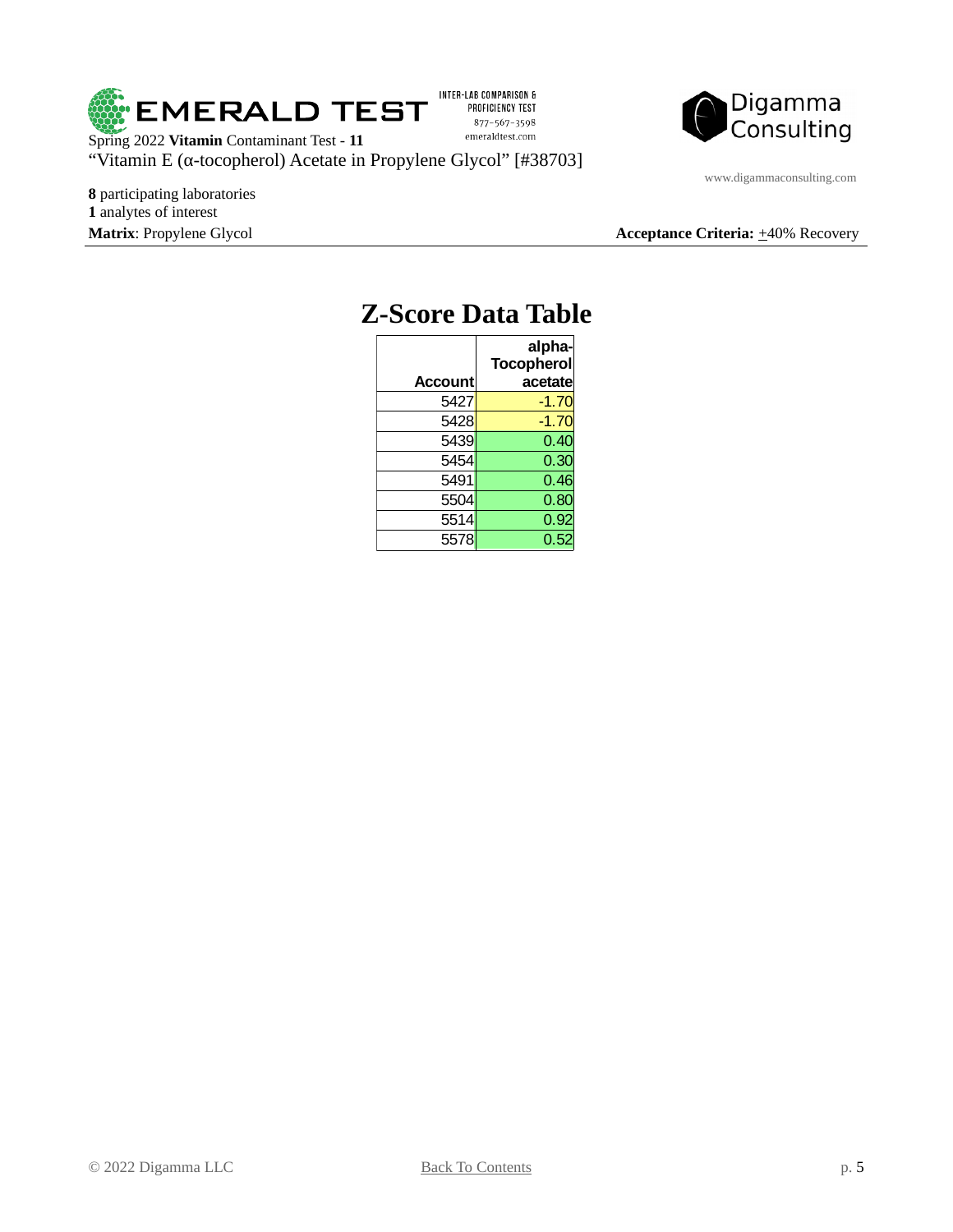EMERALD TEST

INTER-LAB COMPARISON & PROFICIENCY TEST
877-567-3598
emeraldtest.com

Digamma Consulting

www.digammaconsulting.com

Spring 2022 **Vitamin** Contaminant Test - **11**

"Vitamin E (α-tocopherol) Acetate in Propylene Glycol" [#38703]

**8** participating laboratories
**1** analytes of interest
**Matrix**: Propylene Glycol

**Acceptance Criteria:** ±40% Recovery

# Z-Score Data Table

| Account | alpha-Tocopherol acetate |
|---|---|
| 5427 | -1.70 |
| 5428 | -1.70 |
| 5439 | 0.40 |
| 5454 | 0.30 |
| 5491 | 0.46 |
| 5504 | 0.80 |
| 5514 | 0.92 |
| 5578 | 0.52 |

© 2022 Digamma LLC

Back To Contents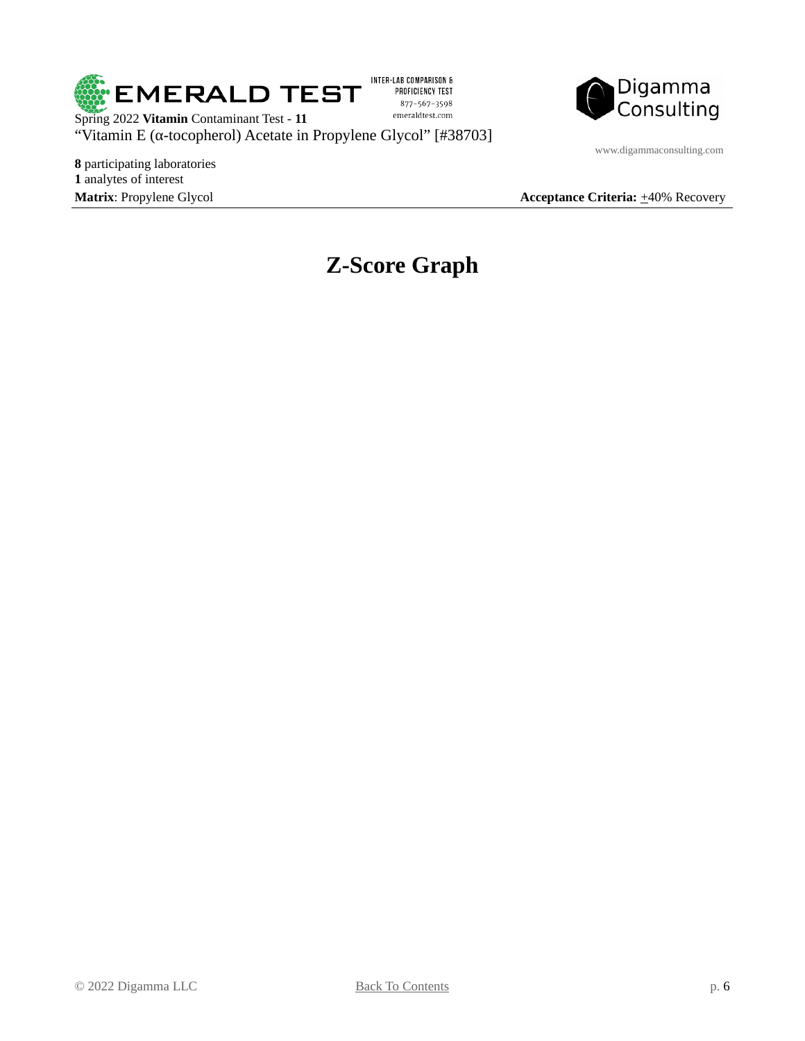# Z-Score Graph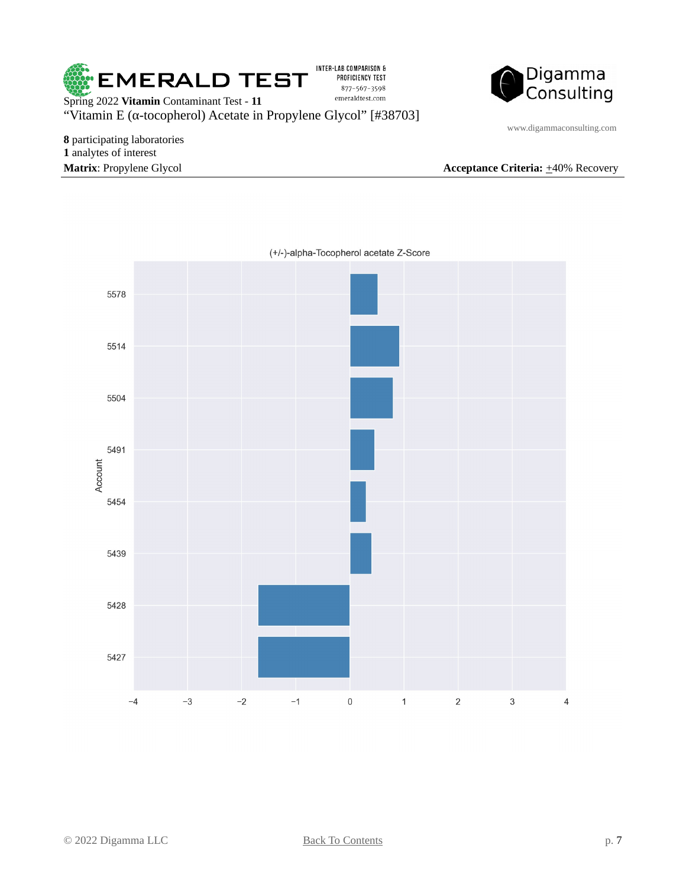EMERALD TEST — INTER-LAB COMPARISON & PROFICIENCY TEST — 877-567-3598 — emeraldtest.com

Digamma Consulting

www.digammaconsulting.com

Spring 2022 **Vitamin** Contaminant Test - **11**

"Vitamin E (α-tocopherol) Acetate in Propylene Glycol" [#38703]

**8** participating laboratories
**1** analytes of interest
**Matrix**: Propylene Glycol

**Acceptance Criteria:** ±40% Recovery

(+/-)-alpha-Tocopherol acetate Z-Score

| Account | Z-Score (approx., read from chart) |
| --- | --- |
| 5578 | 0.5 |
| 5514 | 0.9 |
| 5504 | 0.8 |
| 5491 | 0.45 |
| 5454 | 0.3 |
| 5439 | 0.4 |
| 5428 | -1.7 |
| 5427 | -1.7 |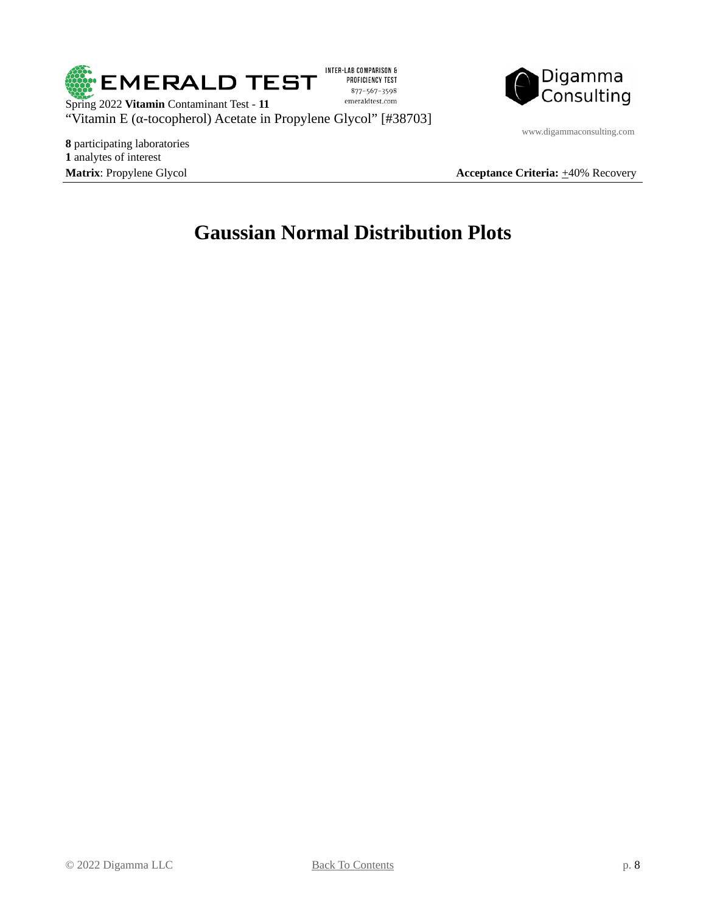# Gaussian Normal Distribution Plots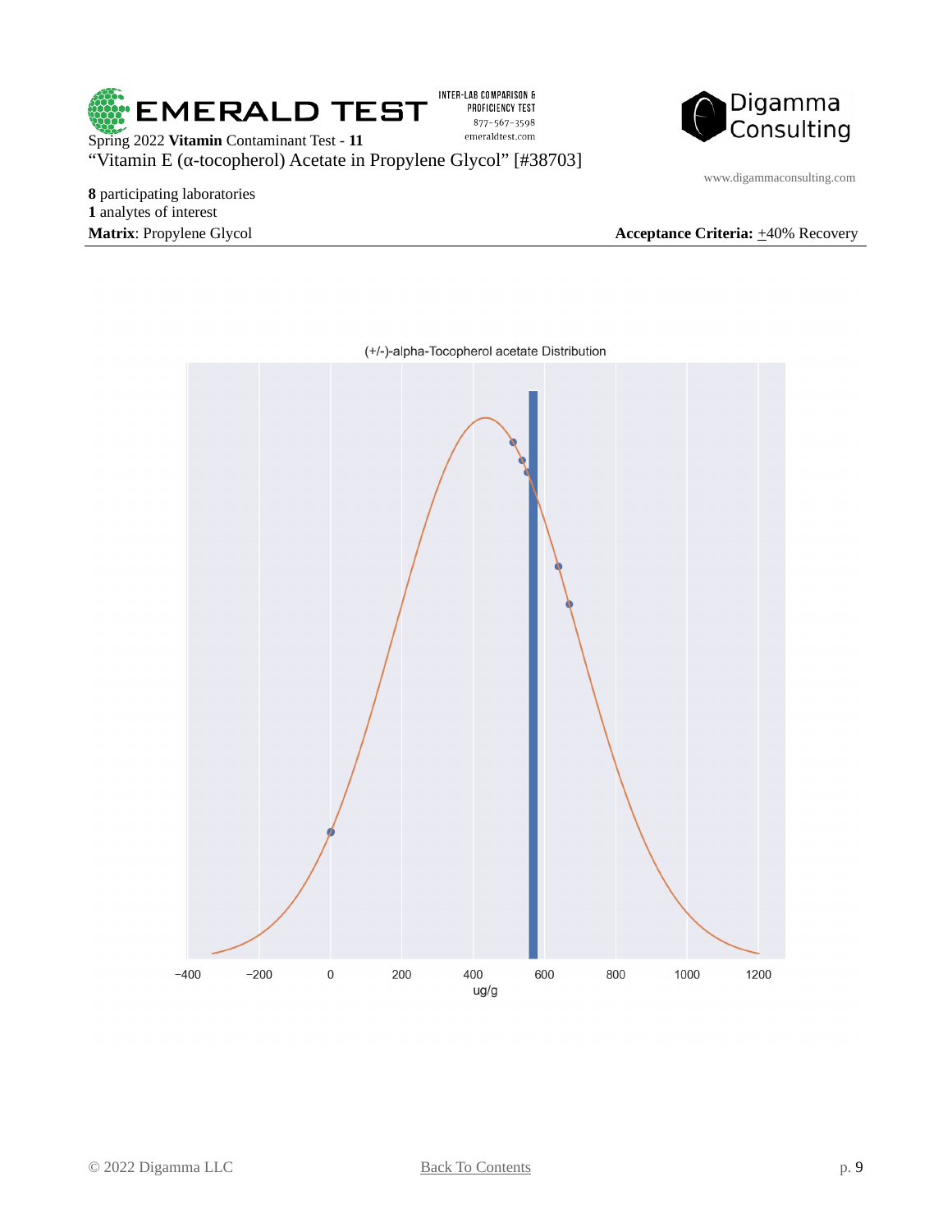EMERALD TEST

INTER-LAB COMPARISON & PROFICIENCY TEST
877-567-3598
emeraldtest.com

Digamma Consulting

www.digammaconsulting.com

Spring 2022 **Vitamin** Contaminant Test - **11**

"Vitamin E (α-tocopherol) Acetate in Propylene Glycol" [#38703]

**8** participating laboratories
**1** analytes of interest
**Matrix**: Propylene Glycol

**Acceptance Criteria:** ±40% Recovery

(+/-)-alpha-Tocopherol acetate Distribution

−400
−200
0
200
400
600
800
1000
1200
ug/g

© 2022 Digamma LLC

Back To Contents